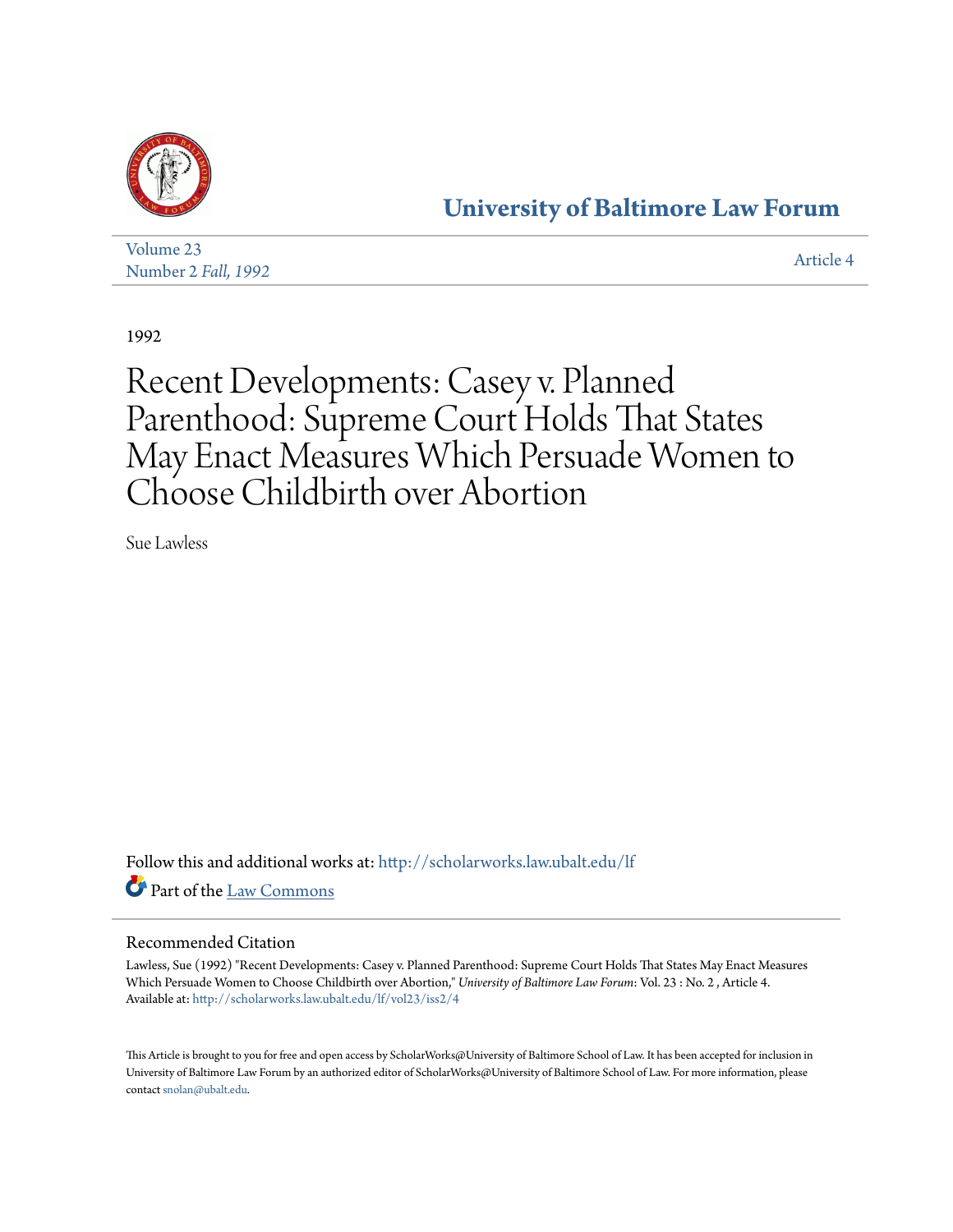# University of Baltimore Law Forum

Volume 23
Number 2 *Fall, 1992*

Article 4

1992

# Recent Developments: Casey v. Planned Parenthood: Supreme Court Holds That States May Enact Measures Which Persuade Women to Choose Childbirth over Abortion

Sue Lawless

Follow this and additional works at: http://scholarworks.law.ubalt.edu/lf

Part of the Law Commons

## Recommended Citation

Lawless, Sue (1992) "Recent Developments: Casey v. Planned Parenthood: Supreme Court Holds That States May Enact Measures Which Persuade Women to Choose Childbirth over Abortion," *University of Baltimore Law Forum*: Vol. 23 : No. 2 , Article 4.
Available at: http://scholarworks.law.ubalt.edu/lf/vol23/iss2/4

This Article is brought to you for free and open access by ScholarWorks@University of Baltimore School of Law. It has been accepted for inclusion in University of Baltimore Law Forum by an authorized editor of ScholarWorks@University of Baltimore School of Law. For more information, please contact snolan@ubalt.edu.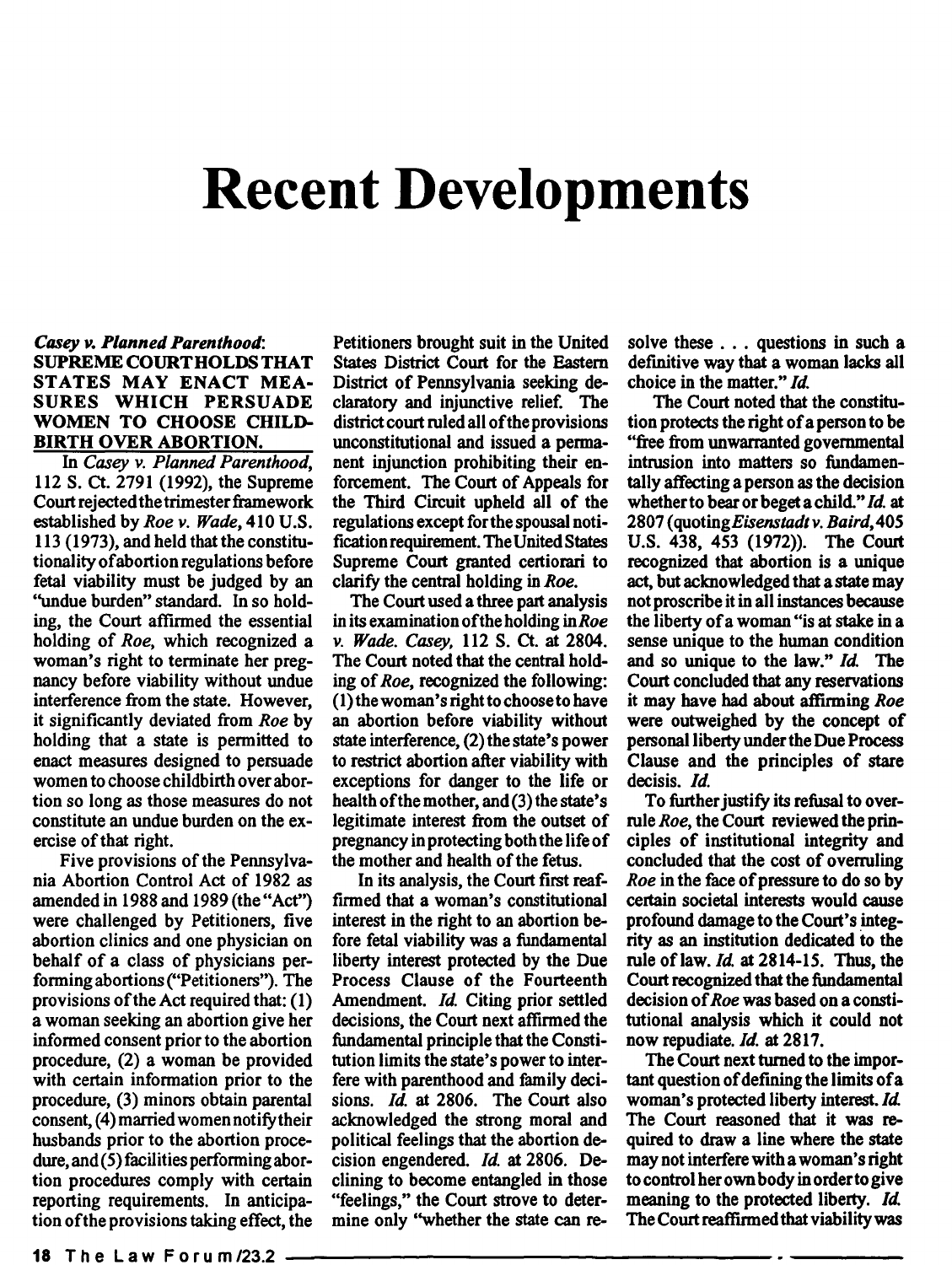# Recent Developments

***Casey v. Planned Parenthood*: SUPREME COURT HOLDS THAT STATES MAY ENACT MEASURES WHICH PERSUADE WOMEN TO CHOOSE CHILDBIRTH OVER ABORTION.**

In *Casey v. Planned Parenthood*, 112 S. Ct. 2791 (1992), the Supreme Court rejected the trimester framework established by *Roe v. Wade*, 410 U.S. 113 (1973), and held that the constitutionality of abortion regulations before fetal viability must be judged by an "undue burden" standard. In so holding, the Court affirmed the essential holding of *Roe*, which recognized a woman's right to terminate her pregnancy before viability without undue interference from the state. However, it significantly deviated from *Roe* by holding that a state is permitted to enact measures designed to persuade women to choose childbirth over abortion so long as those measures do not constitute an undue burden on the exercise of that right.

Five provisions of the Pennsylvania Abortion Control Act of 1982 as amended in 1988 and 1989 (the "Act") were challenged by Petitioners, five abortion clinics and one physician on behalf of a class of physicians performing abortions ("Petitioners"). The provisions of the Act required that: (1) a woman seeking an abortion give her informed consent prior to the abortion procedure, (2) a woman be provided with certain information prior to the procedure, (3) minors obtain parental consent, (4) married women notify their husbands prior to the abortion procedure, and (5) facilities performing abortion procedures comply with certain reporting requirements. In anticipation of the provisions taking effect, the Petitioners brought suit in the United States District Court for the Eastern District of Pennsylvania seeking declaratory and injunctive relief. The district court ruled all of the provisions unconstitutional and issued a permanent injunction prohibiting their enforcement. The Court of Appeals for the Third Circuit upheld all of the regulations except for the spousal notification requirement. The United States Supreme Court granted certiorari to clarify the central holding in *Roe*.

The Court used a three part analysis in its examination of the holding in *Roe v. Wade*. *Casey*, 112 S. Ct. at 2804. The Court noted that the central holding of *Roe*, recognized the following: (1) the woman's right to choose to have an abortion before viability without state interference, (2) the state's power to restrict abortion after viability with exceptions for danger to the life or health of the mother, and (3) the state's legitimate interest from the outset of pregnancy in protecting both the life of the mother and health of the fetus.

In its analysis, the Court first reaffirmed that a woman's constitutional interest in the right to an abortion before fetal viability was a fundamental liberty interest protected by the Due Process Clause of the Fourteenth Amendment. *Id.* Citing prior settled decisions, the Court next affirmed the fundamental principle that the Constitution limits the state's power to interfere with parenthood and family decisions. *Id.* at 2806. The Court also acknowledged the strong moral and political feelings that the abortion decision engendered. *Id.* at 2806. Declining to become entangled in those "feelings," the Court strove to determine only "whether the state can resolve these . . . questions in such a definitive way that a woman lacks all choice in the matter." *Id.*

The Court noted that the constitution protects the right of a person to be "free from unwarranted governmental intrusion into matters so fundamentally affecting a person as the decision whether to bear or beget a child." *Id.* at 2807 (quoting *Eisenstadt v. Baird*, 405 U.S. 438, 453 (1972)). The Court recognized that abortion is a unique act, but acknowledged that a state may not proscribe it in all instances because the liberty of a woman "is at stake in a sense unique to the human condition and so unique to the law." *Id.* The Court concluded that any reservations it may have had about affirming *Roe* were outweighed by the concept of personal liberty under the Due Process Clause and the principles of stare decisis. *Id.*

To further justify its refusal to overrule *Roe*, the Court reviewed the principles of institutional integrity and concluded that the cost of overruling *Roe* in the face of pressure to do so by certain societal interests would cause profound damage to the Court's integrity as an institution dedicated to the rule of law. *Id.* at 2814-15. Thus, the Court recognized that the fundamental decision of *Roe* was based on a constitutional analysis which it could not now repudiate. *Id.* at 2817.

The Court next turned to the important question of defining the limits of a woman's protected liberty interest. *Id.* The Court reasoned that it was required to draw a line where the state may not interfere with a woman's right to control her own body in order to give meaning to the protected liberty. *Id.* The Court reaffirmed that viability was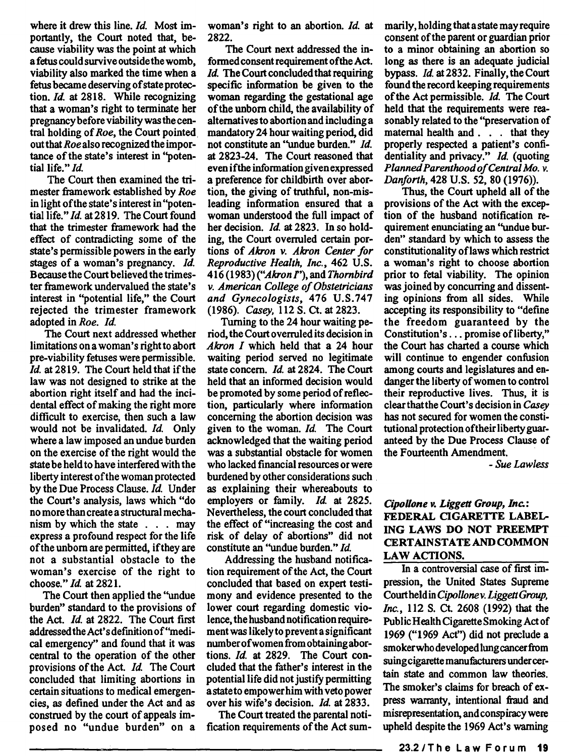where it drew this line. *Id.* Most importantly, the Court noted that, because viability was the point at which a fetus could survive outside the womb, viability also marked the time when a fetus became deserving of state protection. *Id.* at 2818. While recognizing that a woman's right to terminate her pregnancy before viability was the central holding of *Roe*, the Court pointed out that *Roe* also recognized the importance of the state's interest in "potential life." *Id.*

The Court then examined the trimester framework established by *Roe* in light of the state's interest in "potential life." *Id.* at 2819. The Court found that the trimester framework had the effect of contradicting some of the state's permissible powers in the early stages of a woman's pregnancy. *Id.* Because the Court believed the trimester framework undervalued the state's interest in "potential life," the Court rejected the trimester framework adopted in *Roe*. *Id.*

The Court next addressed whether limitations on a woman's right to abort pre-viability fetuses were permissible. *Id.* at 2819. The Court held that if the law was not designed to strike at the abortion right itself and had the incidental effect of making the right more difficult to exercise, then such a law would not be invalidated. *Id.* Only where a law imposed an undue burden on the exercise of the right would the state be held to have interfered with the liberty interest of the woman protected by the Due Process Clause. *Id.* Under the Court's analysis, laws which "do no more than create a structural mechanism by which the state . . . may express a profound respect for the life of the unborn are permitted, if they are not a substantial obstacle to the woman's exercise of the right to choose." *Id.* at 2821.

The Court then applied the "undue burden" standard to the provisions of the Act. *Id.* at 2822. The Court first addressed the Act's definition of "medical emergency" and found that it was central to the operation of the other provisions of the Act. *Id.* The Court concluded that limiting abortions in certain situations to medical emergencies, as defined under the Act and as construed by the court of appeals imposed no "undue burden" on a woman's right to an abortion. *Id.* at 2822.

The Court next addressed the informed consent requirement of the Act. *Id.* The Court concluded that requiring specific information be given to the woman regarding the gestational age of the unborn child, the availability of alternatives to abortion and including a mandatory 24 hour waiting period, did not constitute an "undue burden." *Id.* at 2823-24. The Court reasoned that even if the information given expressed a preference for childbirth over abortion, the giving of truthful, non-misleading information ensured that a woman understood the full impact of her decision. *Id.* at 2823. In so holding, the Court overruled certain portions of *Akron v. Akron Center for Reproductive Health, Inc.*, 462 U.S. 416 (1983) ("*Akron I*"), and *Thornbird v. American College of Obstetricians and Gynecologists*, 476 U.S.747 (1986). *Casey*, 112 S. Ct. at 2823.

Turning to the 24 hour waiting period, the Court overruled its decision in *Akron I* which held that a 24 hour waiting period served no legitimate state concern. *Id.* at 2824. The Court held that an informed decision would be promoted by some period of reflection, particularly where information concerning the abortion decision was given to the woman. *Id.* The Court acknowledged that the waiting period was a substantial obstacle for women who lacked financial resources or were burdened by other considerations such as explaining their whereabouts to employers or family. *Id.* at 2825. Nevertheless, the court concluded that the effect of "increasing the cost and risk of delay of abortions" did not constitute an "undue burden." *Id.*

Addressing the husband notification requirement of the Act, the Court concluded that based on expert testimony and evidence presented to the lower court regarding domestic violence, the husband notification requirement was likely to prevent a significant number of women from obtaining abortions. *Id.* at 2829. The Court concluded that the father's interest in the potential life did not justify permitting a state to empower him with veto power over his wife's decision. *Id.* at 2833.

The Court treated the parental notification requirements of the Act summarily, holding that a state may require consent of the parent or guardian prior to a minor obtaining an abortion so long as there is an adequate judicial bypass. *Id.* at 2832. Finally, the Court found the record keeping requirements of the Act permissible. *Id.* The Court held that the requirements were reasonably related to the "preservation of maternal health and . . . that they properly respected a patient's confidentiality and privacy." *Id.* (quoting *Planned Parenthood of Central Mo. v. Danforth*, 428 U.S. 52, 80 (1976)).

Thus, the Court upheld all of the provisions of the Act with the exception of the husband notification requirement enunciating an "undue burden" standard by which to assess the constitutionality of laws which restrict a woman's right to choose abortion prior to fetal viability. The opinion was joined by concurring and dissenting opinions from all sides. While accepting its responsibility to "define the freedom guaranteed by the Constitution's . . . promise of liberty," the Court has charted a course which will continue to engender confusion among courts and legislatures and endanger the liberty of women to control their reproductive lives. Thus, it is clear that the Court's decision in *Casey* has not secured for women the constitutional protection of their liberty guaranteed by the Due Process Clause of the Fourteenth Amendment.

*- Sue Lawless*

## *Cipollone v. Liggett Group, Inc.*: FEDERAL CIGARETTE LABELING LAWS DO NOT PREEMPT CERTAIN STATE AND COMMON LAW ACTIONS.

In a controversial case of first impression, the United States Supreme Court held in *Cipollone v. Liggett Group, Inc.*, 112 S. Ct. 2608 (1992) that the Public Health Cigarette Smoking Act of 1969 ("1969 Act") did not preclude a smoker who developed lung cancer from suing cigarette manufacturers under certain state and common law theories. The smoker's claims for breach of express warranty, intentional fraud and misrepresentation, and conspiracy were upheld despite the 1969 Act's warning